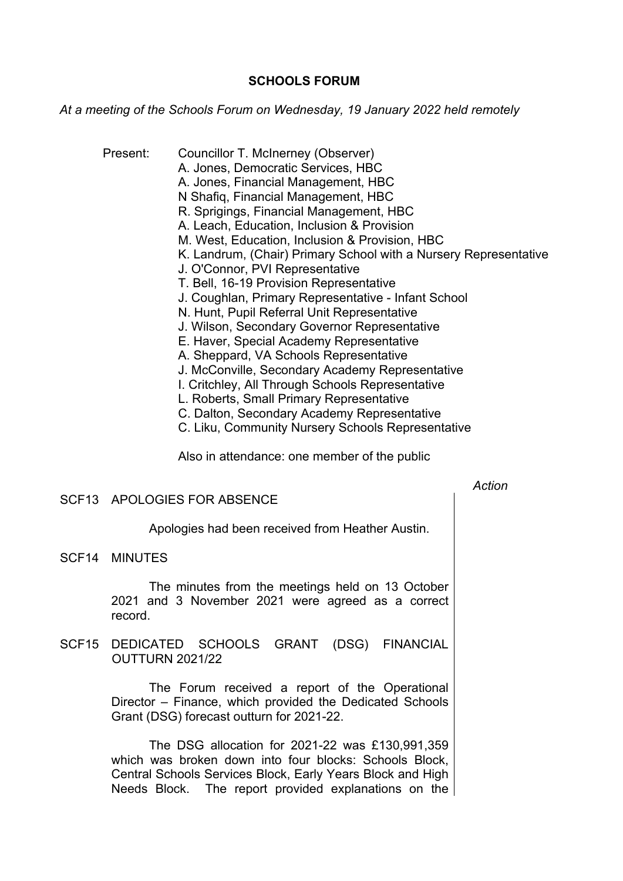# SCHOOLS FORUM

*At a meeting of the Schools Forum on Wednesday, 19 January 2022 held remotely*

Present: Councillor T. McInerney (Observer)
A. Jones, Democratic Services, HBC
A. Jones, Financial Management, HBC
N Shafiq, Financial Management, HBC
R. Sprigings, Financial Management, HBC
A. Leach, Education, Inclusion & Provision
M. West, Education, Inclusion & Provision, HBC
K. Landrum, (Chair) Primary School with a Nursery Representative
J. O'Connor, PVI Representative
T. Bell, 16-19 Provision Representative
J. Coughlan, Primary Representative - Infant School
N. Hunt, Pupil Referral Unit Representative
J. Wilson, Secondary Governor Representative
E. Haver, Special Academy Representative
A. Sheppard, VA Schools Representative
J. McConville, Secondary Academy Representative
I. Critchley, All Through Schools Representative
L. Roberts, Small Primary Representative
C. Dalton, Secondary Academy Representative
C. Liku, Community Nursery Schools Representative

Also in attendance: one member of the public

*Action*

SCF13 APOLOGIES FOR ABSENCE

Apologies had been received from Heather Austin.

SCF14 MINUTES

The minutes from the meetings held on 13 October 2021 and 3 November 2021 were agreed as a correct record.

SCF15 DEDICATED SCHOOLS GRANT (DSG) FINANCIAL OUTTURN 2021/22

The Forum received a report of the Operational Director – Finance, which provided the Dedicated Schools Grant (DSG) forecast outturn for 2021-22.

The DSG allocation for 2021-22 was £130,991,359 which was broken down into four blocks: Schools Block, Central Schools Services Block, Early Years Block and High Needs Block. The report provided explanations on the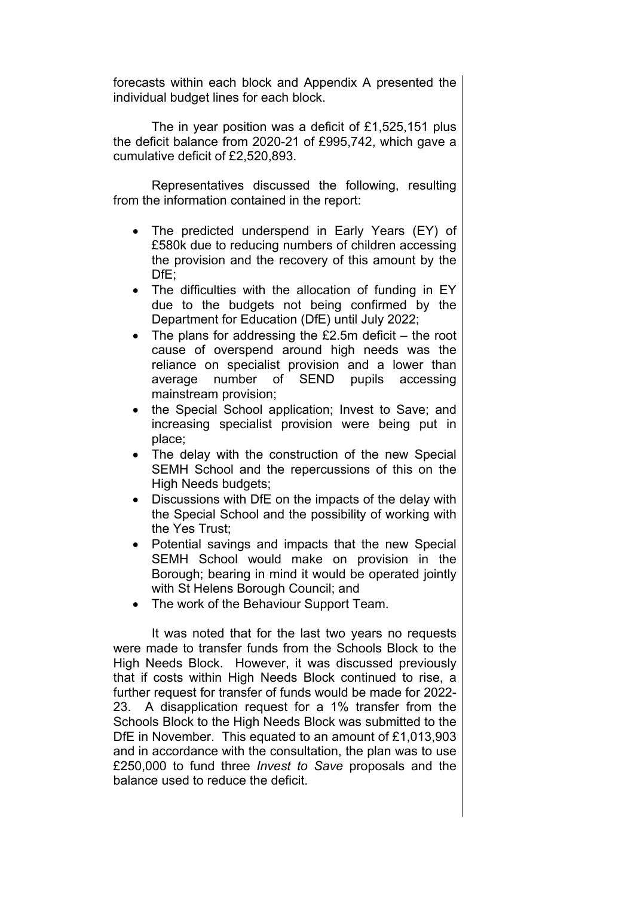forecasts within each block and Appendix A presented the individual budget lines for each block.

The in year position was a deficit of £1,525,151 plus the deficit balance from 2020-21 of £995,742, which gave a cumulative deficit of £2,520,893.

Representatives discussed the following, resulting from the information contained in the report:

- The predicted underspend in Early Years (EY) of £580k due to reducing numbers of children accessing the provision and the recovery of this amount by the DfE;
- The difficulties with the allocation of funding in EY due to the budgets not being confirmed by the Department for Education (DfE) until July 2022;
- The plans for addressing the £2.5m deficit – the root cause of overspend around high needs was the reliance on specialist provision and a lower than average number of SEND pupils accessing mainstream provision;
- the Special School application; Invest to Save; and increasing specialist provision were being put in place;
- The delay with the construction of the new Special SEMH School and the repercussions of this on the High Needs budgets;
- Discussions with DfE on the impacts of the delay with the Special School and the possibility of working with the Yes Trust;
- Potential savings and impacts that the new Special SEMH School would make on provision in the Borough; bearing in mind it would be operated jointly with St Helens Borough Council; and
- The work of the Behaviour Support Team.

It was noted that for the last two years no requests were made to transfer funds from the Schools Block to the High Needs Block. However, it was discussed previously that if costs within High Needs Block continued to rise, a further request for transfer of funds would be made for 2022-23. A disapplication request for a 1% transfer from the Schools Block to the High Needs Block was submitted to the DfE in November. This equated to an amount of £1,013,903 and in accordance with the consultation, the plan was to use £250,000 to fund three *Invest to Save* proposals and the balance used to reduce the deficit.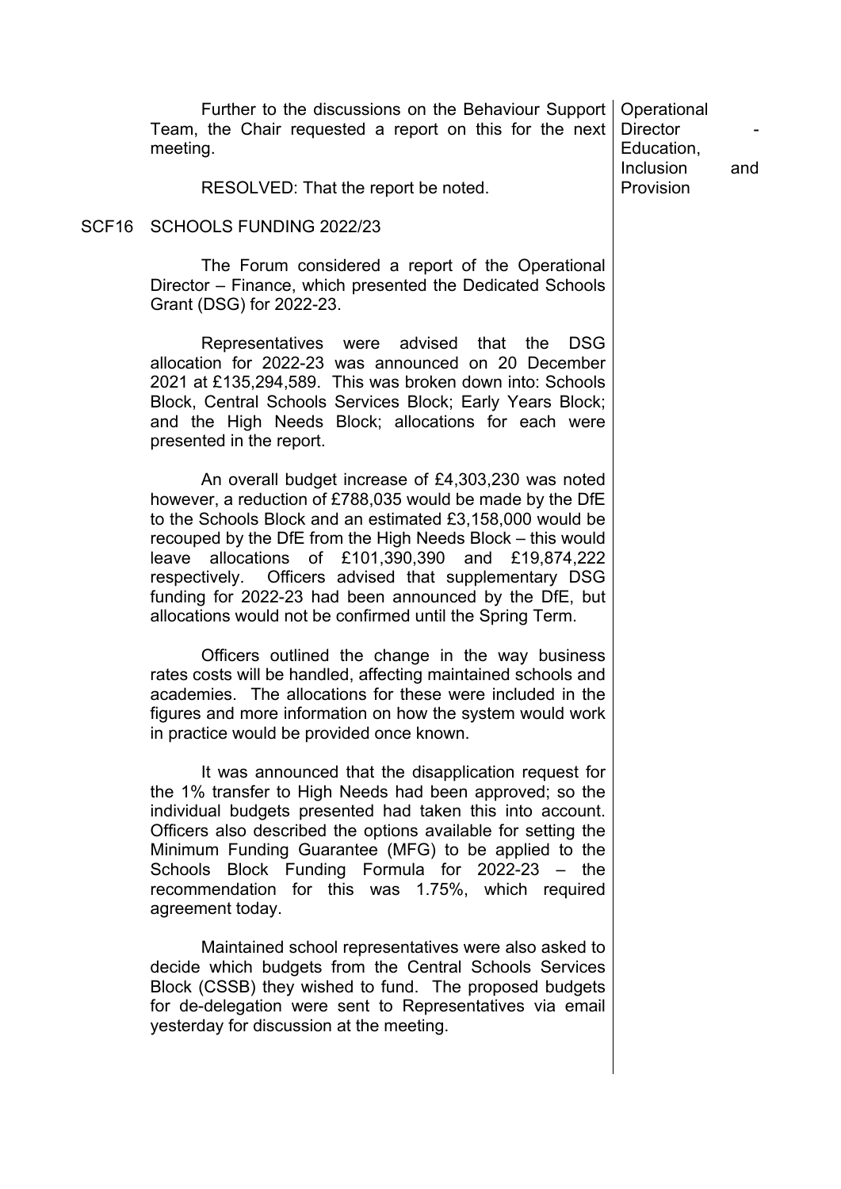Further to the discussions on the Behaviour Support Team, the Chair requested a report on this for the next meeting.

**Operational Director - Education, Inclusion and Provision**

RESOLVED: That the report be noted.

## SCF16 SCHOOLS FUNDING 2022/23

The Forum considered a report of the Operational Director – Finance, which presented the Dedicated Schools Grant (DSG) for 2022-23.

Representatives were advised that the DSG allocation for 2022-23 was announced on 20 December 2021 at £135,294,589. This was broken down into: Schools Block, Central Schools Services Block; Early Years Block; and the High Needs Block; allocations for each were presented in the report.

An overall budget increase of £4,303,230 was noted however, a reduction of £788,035 would be made by the DfE to the Schools Block and an estimated £3,158,000 would be recouped by the DfE from the High Needs Block – this would leave allocations of £101,390,390 and £19,874,222 respectively. Officers advised that supplementary DSG funding for 2022-23 had been announced by the DfE, but allocations would not be confirmed until the Spring Term.

Officers outlined the change in the way business rates costs will be handled, affecting maintained schools and academies. The allocations for these were included in the figures and more information on how the system would work in practice would be provided once known.

It was announced that the disapplication request for the 1% transfer to High Needs had been approved; so the individual budgets presented had taken this into account. Officers also described the options available for setting the Minimum Funding Guarantee (MFG) to be applied to the Schools Block Funding Formula for 2022-23 – the recommendation for this was 1.75%, which required agreement today.

Maintained school representatives were also asked to decide which budgets from the Central Schools Services Block (CSSB) they wished to fund. The proposed budgets for de-delegation were sent to Representatives via email yesterday for discussion at the meeting.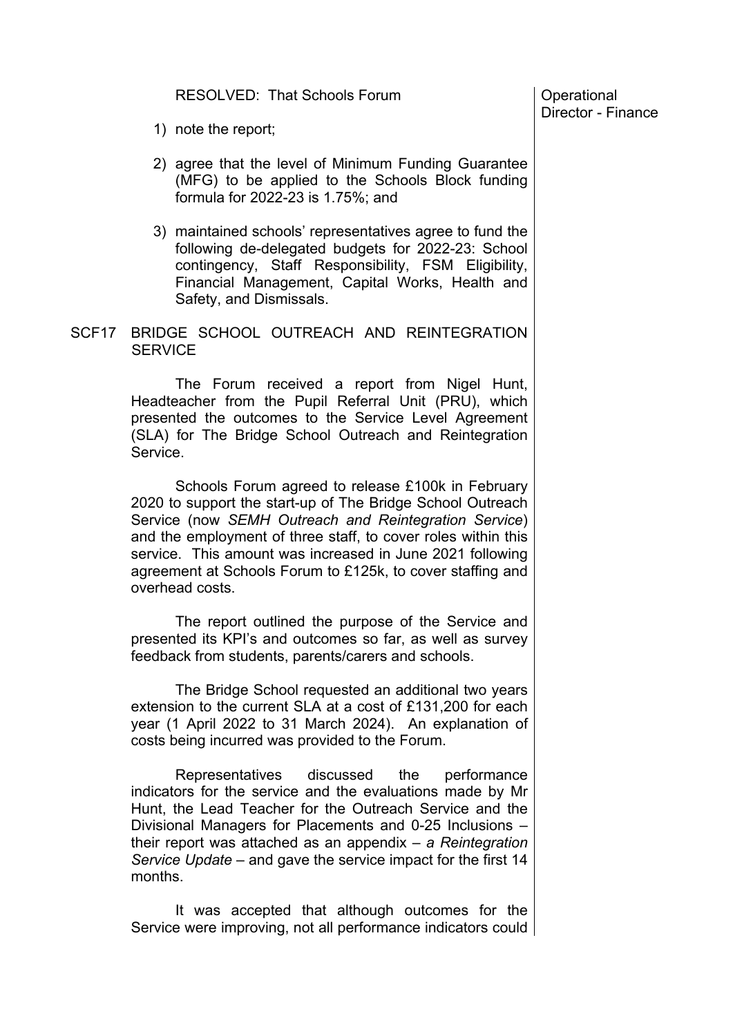RESOLVED: That Schools Forum

Operational Director - Finance

1) note the report;

2) agree that the level of Minimum Funding Guarantee (MFG) to be applied to the Schools Block funding formula for 2022-23 is 1.75%; and

3) maintained schools' representatives agree to fund the following de-delegated budgets for 2022-23: School contingency, Staff Responsibility, FSM Eligibility, Financial Management, Capital Works, Health and Safety, and Dismissals.

SCF17 BRIDGE SCHOOL OUTREACH AND REINTEGRATION SERVICE

The Forum received a report from Nigel Hunt, Headteacher from the Pupil Referral Unit (PRU), which presented the outcomes to the Service Level Agreement (SLA) for The Bridge School Outreach and Reintegration Service.

Schools Forum agreed to release £100k in February 2020 to support the start-up of The Bridge School Outreach Service (now *SEMH Outreach and Reintegration Service*) and the employment of three staff, to cover roles within this service. This amount was increased in June 2021 following agreement at Schools Forum to £125k, to cover staffing and overhead costs.

The report outlined the purpose of the Service and presented its KPI's and outcomes so far, as well as survey feedback from students, parents/carers and schools.

The Bridge School requested an additional two years extension to the current SLA at a cost of £131,200 for each year (1 April 2022 to 31 March 2024). An explanation of costs being incurred was provided to the Forum.

Representatives discussed the performance indicators for the service and the evaluations made by Mr Hunt, the Lead Teacher for the Outreach Service and the Divisional Managers for Placements and 0-25 Inclusions – their report was attached as an appendix – *a Reintegration Service Update* – and gave the service impact for the first 14 months.

It was accepted that although outcomes for the Service were improving, not all performance indicators could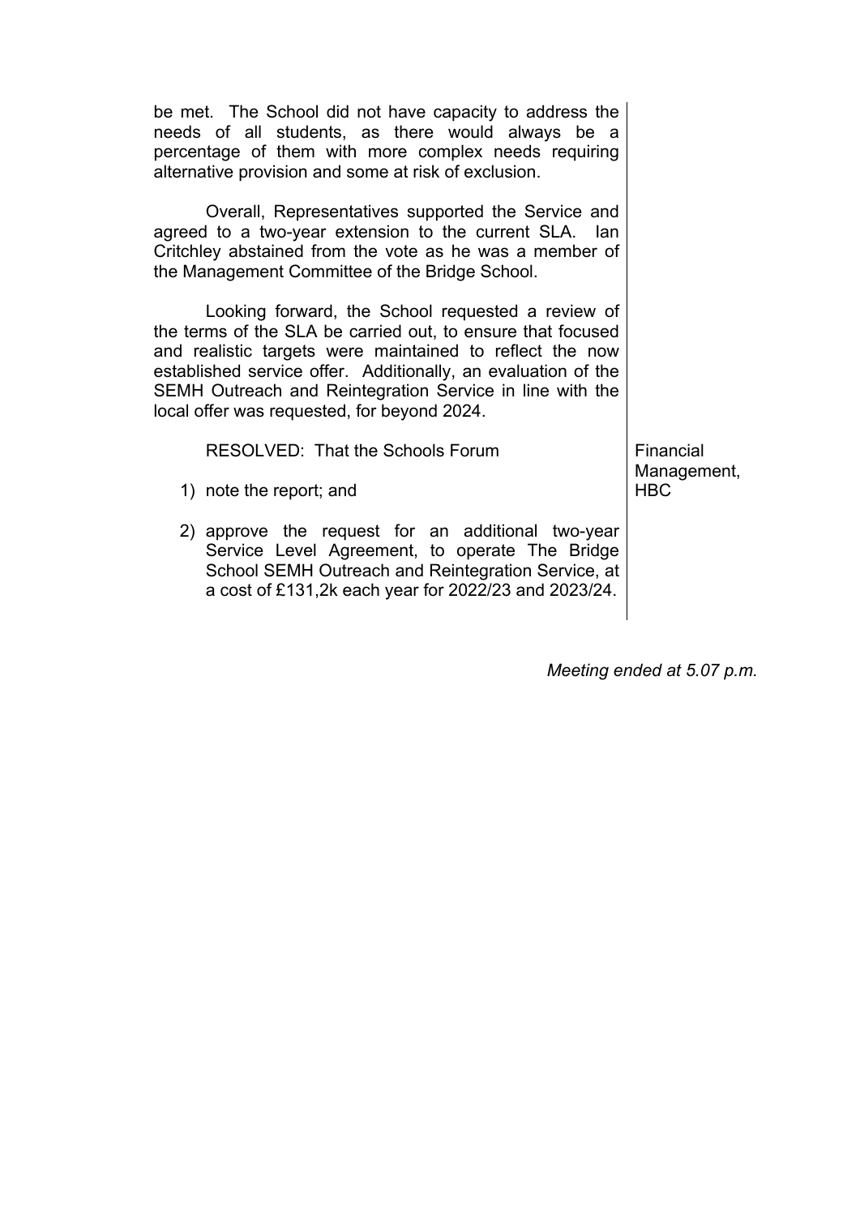be met. The School did not have capacity to address the needs of all students, as there would always be a percentage of them with more complex needs requiring alternative provision and some at risk of exclusion.

Overall, Representatives supported the Service and agreed to a two-year extension to the current SLA. Ian Critchley abstained from the vote as he was a member of the Management Committee of the Bridge School.

Looking forward, the School requested a review of the terms of the SLA be carried out, to ensure that focused and realistic targets were maintained to reflect the now established service offer. Additionally, an evaluation of the SEMH Outreach and Reintegration Service in line with the local offer was requested, for beyond 2024.

RESOLVED: That the Schools Forum

Financial Management, HBC

1) note the report; and

2) approve the request for an additional two-year Service Level Agreement, to operate The Bridge School SEMH Outreach and Reintegration Service, at a cost of £131,2k each year for 2022/23 and 2023/24.

*Meeting ended at 5.07 p.m.*